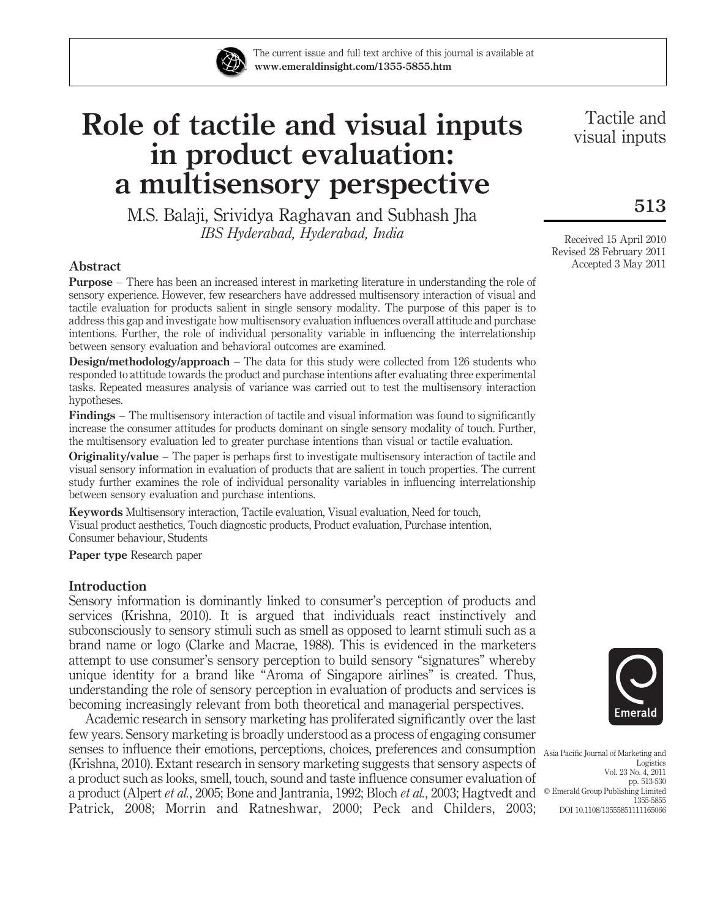# Role of tactile and visual inputs in product evaluation: a multisensory perspective

M.S. Balaji, Srividya Raghavan and Subhash Jha

*IBS Hyderabad, Hyderabad, India*

Received 15 April 2010
Revised 28 February 2011
Accepted 3 May 2011

## Abstract

**Purpose** – There has been an increased interest in marketing literature in understanding the role of sensory experience. However, few researchers have addressed multisensory interaction of visual and tactile evaluation for products salient in single sensory modality. The purpose of this paper is to address this gap and investigate how multisensory evaluation influences overall attitude and purchase intentions. Further, the role of individual personality variable in influencing the interrelationship between sensory evaluation and behavioral outcomes are examined.

**Design/methodology/approach** – The data for this study were collected from 126 students who responded to attitude towards the product and purchase intentions after evaluating three experimental tasks. Repeated measures analysis of variance was carried out to test the multisensory interaction hypotheses.

**Findings** – The multisensory interaction of tactile and visual information was found to significantly increase the consumer attitudes for products dominant on single sensory modality of touch. Further, the multisensory evaluation led to greater purchase intentions than visual or tactile evaluation.

**Originality/value** – The paper is perhaps first to investigate multisensory interaction of tactile and visual sensory information in evaluation of products that are salient in touch properties. The current study further examines the role of individual personality variables in influencing interrelationship between sensory evaluation and purchase intentions.

**Keywords** Multisensory interaction, Tactile evaluation, Visual evaluation, Need for touch, Visual product aesthetics, Touch diagnostic products, Product evaluation, Purchase intention, Consumer behaviour, Students

**Paper type** Research paper

## Introduction

Sensory information is dominantly linked to consumer's perception of products and services (Krishna, 2010). It is argued that individuals react instinctively and subconsciously to sensory stimuli such as smell as opposed to learnt stimuli such as a brand name or logo (Clarke and Macrae, 1988). This is evidenced in the marketers attempt to use consumer's sensory perception to build sensory "signatures" whereby unique identity for a brand like "Aroma of Singapore airlines" is created. Thus, understanding the role of sensory perception in evaluation of products and services is becoming increasingly relevant from both theoretical and managerial perspectives.

Academic research in sensory marketing has proliferated significantly over the last few years. Sensory marketing is broadly understood as a process of engaging consumer senses to influence their emotions, perceptions, choices, preferences and consumption (Krishna, 2010). Extant research in sensory marketing suggests that sensory aspects of a product such as looks, smell, touch, sound and taste influence consumer evaluation of a product (Alpert *et al.*, 2005; Bone and Jantrania, 1992; Bloch *et al.*, 2003; Hagtvedt and Patrick, 2008; Morrin and Ratneshwar, 2000; Peck and Childers, 2003;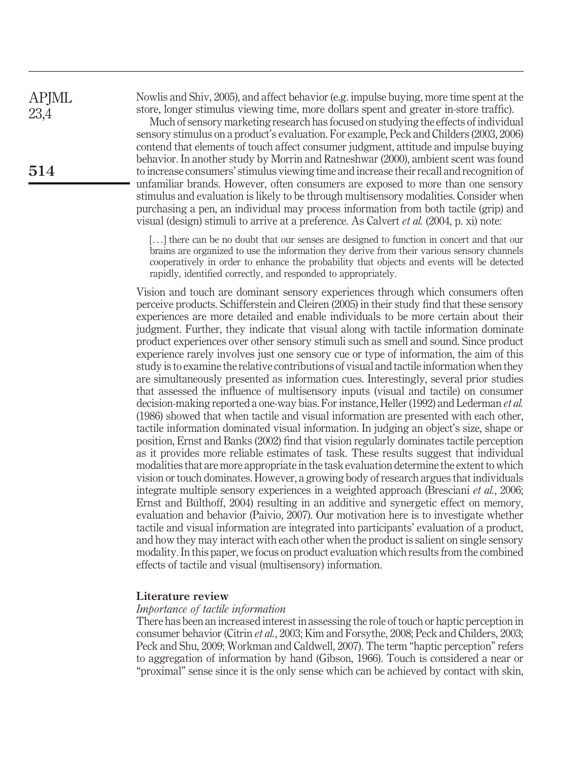Nowlis and Shiv, 2005), and affect behavior (e.g. impulse buying, more time spent at the store, longer stimulus viewing time, more dollars spent and greater in-store traffic).

Much of sensory marketing research has focused on studying the effects of individual sensory stimulus on a product's evaluation. For example, Peck and Childers (2003, 2006) contend that elements of touch affect consumer judgment, attitude and impulse buying behavior. In another study by Morrin and Ratneshwar (2000), ambient scent was found to increase consumers' stimulus viewing time and increase their recall and recognition of unfamiliar brands. However, often consumers are exposed to more than one sensory stimulus and evaluation is likely to be through multisensory modalities. Consider when purchasing a pen, an individual may process information from both tactile (grip) and visual (design) stimuli to arrive at a preference. As Calvert *et al.* (2004, p. xi) note:

> [...] there can be no doubt that our senses are designed to function in concert and that our brains are organized to use the information they derive from their various sensory channels cooperatively in order to enhance the probability that objects and events will be detected rapidly, identified correctly, and responded to appropriately.

Vision and touch are dominant sensory experiences through which consumers often perceive products. Schifferstein and Cleiren (2005) in their study find that these sensory experiences are more detailed and enable individuals to be more certain about their judgment. Further, they indicate that visual along with tactile information dominate product experiences over other sensory stimuli such as smell and sound. Since product experience rarely involves just one sensory cue or type of information, the aim of this study is to examine the relative contributions of visual and tactile information when they are simultaneously presented as information cues. Interestingly, several prior studies that assessed the influence of multisensory inputs (visual and tactile) on consumer decision-making reported a one-way bias. For instance, Heller (1992) and Lederman *et al.* (1986) showed that when tactile and visual information are presented with each other, tactile information dominated visual information. In judging an object's size, shape or position, Ernst and Banks (2002) find that vision regularly dominates tactile perception as it provides more reliable estimates of task. These results suggest that individual modalities that are more appropriate in the task evaluation determine the extent to which vision or touch dominates. However, a growing body of research argues that individuals integrate multiple sensory experiences in a weighted approach (Bresciani *et al.*, 2006; Ernst and Bülthoff, 2004) resulting in an additive and synergetic effect on memory, evaluation and behavior (Paivio, 2007). Our motivation here is to investigate whether tactile and visual information are integrated into participants' evaluation of a product, and how they may interact with each other when the product is salient on single sensory modality. In this paper, we focus on product evaluation which results from the combined effects of tactile and visual (multisensory) information.

## Literature review

### *Importance of tactile information*

There has been an increased interest in assessing the role of touch or haptic perception in consumer behavior (Citrin *et al.*, 2003; Kim and Forsythe, 2008; Peck and Childers, 2003; Peck and Shu, 2009; Workman and Caldwell, 2007). The term "haptic perception" refers to aggregation of information by hand (Gibson, 1966). Touch is considered a near or "proximal" sense since it is the only sense which can be achieved by contact with skin,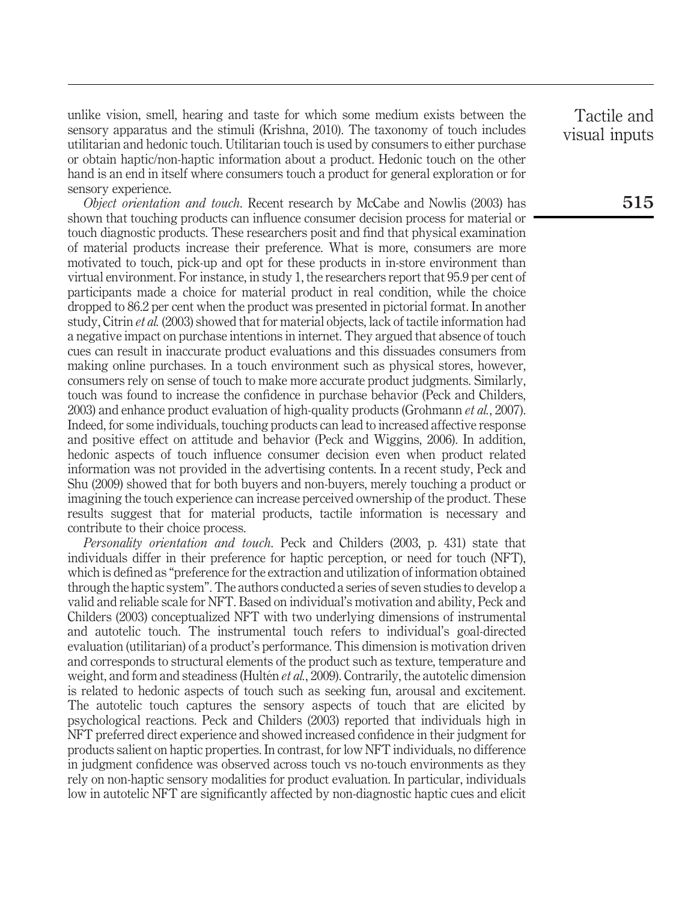unlike vision, smell, hearing and taste for which some medium exists between the sensory apparatus and the stimuli (Krishna, 2010). The taxonomy of touch includes utilitarian and hedonic touch. Utilitarian touch is used by consumers to either purchase or obtain haptic/non-haptic information about a product. Hedonic touch on the other hand is an end in itself where consumers touch a product for general exploration or for sensory experience.

*Object orientation and touch.* Recent research by McCabe and Nowlis (2003) has shown that touching products can influence consumer decision process for material or touch diagnostic products. These researchers posit and find that physical examination of material products increase their preference. What is more, consumers are more motivated to touch, pick-up and opt for these products in in-store environment than virtual environment. For instance, in study 1, the researchers report that 95.9 per cent of participants made a choice for material product in real condition, while the choice dropped to 86.2 per cent when the product was presented in pictorial format. In another study, Citrin *et al.* (2003) showed that for material objects, lack of tactile information had a negative impact on purchase intentions in internet. They argued that absence of touch cues can result in inaccurate product evaluations and this dissuades consumers from making online purchases. In a touch environment such as physical stores, however, consumers rely on sense of touch to make more accurate product judgments. Similarly, touch was found to increase the confidence in purchase behavior (Peck and Childers, 2003) and enhance product evaluation of high-quality products (Grohmann *et al.*, 2007). Indeed, for some individuals, touching products can lead to increased affective response and positive effect on attitude and behavior (Peck and Wiggins, 2006). In addition, hedonic aspects of touch influence consumer decision even when product related information was not provided in the advertising contents. In a recent study, Peck and Shu (2009) showed that for both buyers and non-buyers, merely touching a product or imagining the touch experience can increase perceived ownership of the product. These results suggest that for material products, tactile information is necessary and contribute to their choice process.

*Personality orientation and touch.* Peck and Childers (2003, p. 431) state that individuals differ in their preference for haptic perception, or need for touch (NFT), which is defined as "preference for the extraction and utilization of information obtained through the haptic system". The authors conducted a series of seven studies to develop a valid and reliable scale for NFT. Based on individual's motivation and ability, Peck and Childers (2003) conceptualized NFT with two underlying dimensions of instrumental and autotelic touch. The instrumental touch refers to individual's goal-directed evaluation (utilitarian) of a product's performance. This dimension is motivation driven and corresponds to structural elements of the product such as texture, temperature and weight, and form and steadiness (Hultén *et al.*, 2009). Contrarily, the autotelic dimension is related to hedonic aspects of touch such as seeking fun, arousal and excitement. The autotelic touch captures the sensory aspects of touch that are elicited by psychological reactions. Peck and Childers (2003) reported that individuals high in NFT preferred direct experience and showed increased confidence in their judgment for products salient on haptic properties. In contrast, for low NFT individuals, no difference in judgment confidence was observed across touch vs no-touch environments as they rely on non-haptic sensory modalities for product evaluation. In particular, individuals low in autotelic NFT are significantly affected by non-diagnostic haptic cues and elicit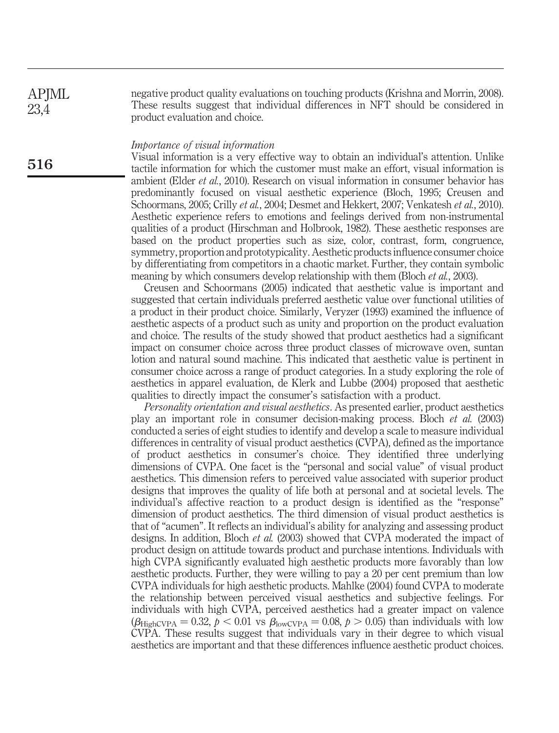negative product quality evaluations on touching products (Krishna and Morrin, 2008). These results suggest that individual differences in NFT should be considered in product evaluation and choice.

*Importance of visual information*

Visual information is a very effective way to obtain an individual's attention. Unlike tactile information for which the customer must make an effort, visual information is ambient (Elder *et al.*, 2010). Research on visual information in consumer behavior has predominantly focused on visual aesthetic experience (Bloch, 1995; Creusen and Schoormans, 2005; Crilly *et al.*, 2004; Desmet and Hekkert, 2007; Venkatesh *et al.*, 2010). Aesthetic experience refers to emotions and feelings derived from non-instrumental qualities of a product (Hirschman and Holbrook, 1982). These aesthetic responses are based on the product properties such as size, color, contrast, form, congruence, symmetry, proportion and prototypicality. Aesthetic products influence consumer choice by differentiating from competitors in a chaotic market. Further, they contain symbolic meaning by which consumers develop relationship with them (Bloch *et al.*, 2003).

Creusen and Schoormans (2005) indicated that aesthetic value is important and suggested that certain individuals preferred aesthetic value over functional utilities of a product in their product choice. Similarly, Veryzer (1993) examined the influence of aesthetic aspects of a product such as unity and proportion on the product evaluation and choice. The results of the study showed that product aesthetics had a significant impact on consumer choice across three product classes of microwave oven, suntan lotion and natural sound machine. This indicated that aesthetic value is pertinent in consumer choice across a range of product categories. In a study exploring the role of aesthetics in apparel evaluation, de Klerk and Lubbe (2004) proposed that aesthetic qualities to directly impact the consumer's satisfaction with a product.

*Personality orientation and visual aesthetics*. As presented earlier, product aesthetics play an important role in consumer decision-making process. Bloch *et al.* (2003) conducted a series of eight studies to identify and develop a scale to measure individual differences in centrality of visual product aesthetics (CVPA), defined as the importance of product aesthetics in consumer's choice. They identified three underlying dimensions of CVPA. One facet is the "personal and social value" of visual product aesthetics. This dimension refers to perceived value associated with superior product designs that improves the quality of life both at personal and at societal levels. The individual's affective reaction to a product design is identified as the "response" dimension of product aesthetics. The third dimension of visual product aesthetics is that of "acumen". It reflects an individual's ability for analyzing and assessing product designs. In addition, Bloch *et al.* (2003) showed that CVPA moderated the impact of product design on attitude towards product and purchase intentions. Individuals with high CVPA significantly evaluated high aesthetic products more favorably than low aesthetic products. Further, they were willing to pay a 20 per cent premium than low CVPA individuals for high aesthetic products. Mahlke (2004) found CVPA to moderate the relationship between perceived visual aesthetics and subjective feelings. For individuals with high CVPA, perceived aesthetics had a greater impact on valence ($\beta_{\text{HighCVPA}} = 0.32$, $p < 0.01$ vs $\beta_{\text{lowCVPA}} = 0.08$, $p > 0.05$) than individuals with low CVPA. These results suggest that individuals vary in their degree to which visual aesthetics are important and that these differences influence aesthetic product choices.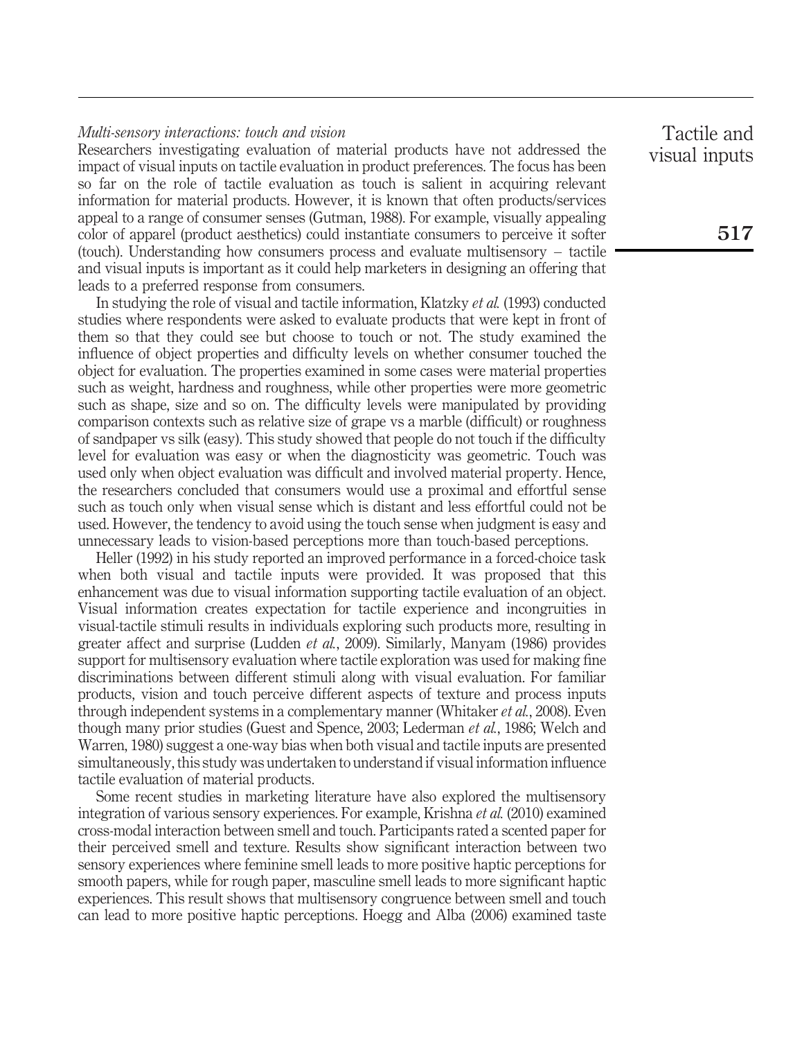### *Multi-sensory interactions: touch and vision*

Researchers investigating evaluation of material products have not addressed the impact of visual inputs on tactile evaluation in product preferences. The focus has been so far on the role of tactile evaluation as touch is salient in acquiring relevant information for material products. However, it is known that often products/services appeal to a range of consumer senses (Gutman, 1988). For example, visually appealing color of apparel (product aesthetics) could instantiate consumers to perceive it softer (touch). Understanding how consumers process and evaluate multisensory – tactile and visual inputs is important as it could help marketers in designing an offering that leads to a preferred response from consumers.

In studying the role of visual and tactile information, Klatzky *et al.* (1993) conducted studies where respondents were asked to evaluate products that were kept in front of them so that they could see but choose to touch or not. The study examined the influence of object properties and difficulty levels on whether consumer touched the object for evaluation. The properties examined in some cases were material properties such as weight, hardness and roughness, while other properties were more geometric such as shape, size and so on. The difficulty levels were manipulated by providing comparison contexts such as relative size of grape vs a marble (difficult) or roughness of sandpaper vs silk (easy). This study showed that people do not touch if the difficulty level for evaluation was easy or when the diagnosticity was geometric. Touch was used only when object evaluation was difficult and involved material property. Hence, the researchers concluded that consumers would use a proximal and effortful sense such as touch only when visual sense which is distant and less effortful could not be used. However, the tendency to avoid using the touch sense when judgment is easy and unnecessary leads to vision-based perceptions more than touch-based perceptions.

Heller (1992) in his study reported an improved performance in a forced-choice task when both visual and tactile inputs were provided. It was proposed that this enhancement was due to visual information supporting tactile evaluation of an object. Visual information creates expectation for tactile experience and incongruities in visual-tactile stimuli results in individuals exploring such products more, resulting in greater affect and surprise (Ludden *et al.*, 2009). Similarly, Manyam (1986) provides support for multisensory evaluation where tactile exploration was used for making fine discriminations between different stimuli along with visual evaluation. For familiar products, vision and touch perceive different aspects of texture and process inputs through independent systems in a complementary manner (Whitaker *et al.*, 2008). Even though many prior studies (Guest and Spence, 2003; Lederman *et al.*, 1986; Welch and Warren, 1980) suggest a one-way bias when both visual and tactile inputs are presented simultaneously, this study was undertaken to understand if visual information influence tactile evaluation of material products.

Some recent studies in marketing literature have also explored the multisensory integration of various sensory experiences. For example, Krishna *et al.* (2010) examined cross-modal interaction between smell and touch. Participants rated a scented paper for their perceived smell and texture. Results show significant interaction between two sensory experiences where feminine smell leads to more positive haptic perceptions for smooth papers, while for rough paper, masculine smell leads to more significant haptic experiences. This result shows that multisensory congruence between smell and touch can lead to more positive haptic perceptions. Hoegg and Alba (2006) examined taste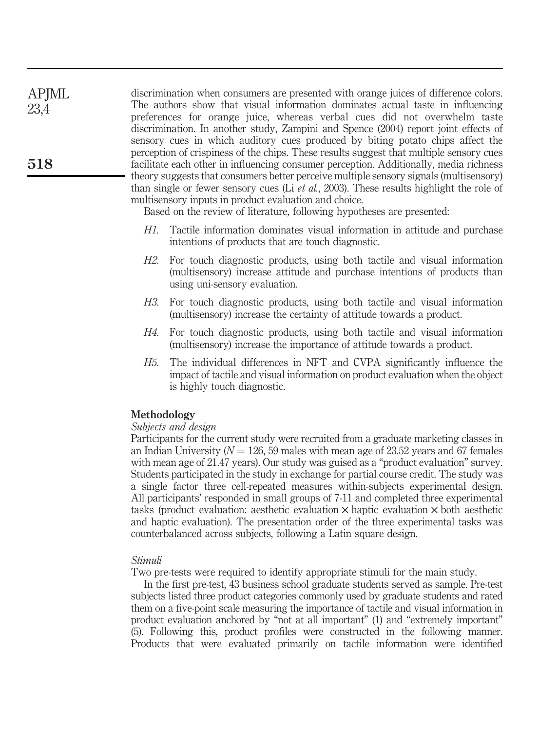discrimination when consumers are presented with orange juices of difference colors. The authors show that visual information dominates actual taste in influencing preferences for orange juice, whereas verbal cues did not overwhelm taste discrimination. In another study, Zampini and Spence (2004) report joint effects of sensory cues in which auditory cues produced by biting potato chips affect the perception of crispiness of the chips. These results suggest that multiple sensory cues facilitate each other in influencing consumer perception. Additionally, media richness theory suggests that consumers better perceive multiple sensory signals (multisensory) than single or fewer sensory cues (Li *et al.*, 2003). These results highlight the role of multisensory inputs in product evaluation and choice.

Based on the review of literature, following hypotheses are presented:

- *H1*. Tactile information dominates visual information in attitude and purchase intentions of products that are touch diagnostic.
- *H2*. For touch diagnostic products, using both tactile and visual information (multisensory) increase attitude and purchase intentions of products than using uni-sensory evaluation.
- *H3*. For touch diagnostic products, using both tactile and visual information (multisensory) increase the certainty of attitude towards a product.
- *H4*. For touch diagnostic products, using both tactile and visual information (multisensory) increase the importance of attitude towards a product.
- *H5*. The individual differences in NFT and CVPA significantly influence the impact of tactile and visual information on product evaluation when the object is highly touch diagnostic.

## Methodology

### *Subjects and design*

Participants for the current study were recruited from a graduate marketing classes in an Indian University ($N = 126$, 59 males with mean age of 23.52 years and 67 females with mean age of 21.47 years). Our study was guised as a "product evaluation" survey. Students participated in the study in exchange for partial course credit. The study was a single factor three cell-repeated measures within-subjects experimental design. All participants' responded in small groups of 7-11 and completed three experimental tasks (product evaluation: aesthetic evaluation × haptic evaluation × both aesthetic and haptic evaluation). The presentation order of the three experimental tasks was counterbalanced across subjects, following a Latin square design.

### *Stimuli*

Two pre-tests were required to identify appropriate stimuli for the main study.

In the first pre-test, 43 business school graduate students served as sample. Pre-test subjects listed three product categories commonly used by graduate students and rated them on a five-point scale measuring the importance of tactile and visual information in product evaluation anchored by "not at all important" (1) and "extremely important" (5). Following this, product profiles were constructed in the following manner. Products that were evaluated primarily on tactile information were identified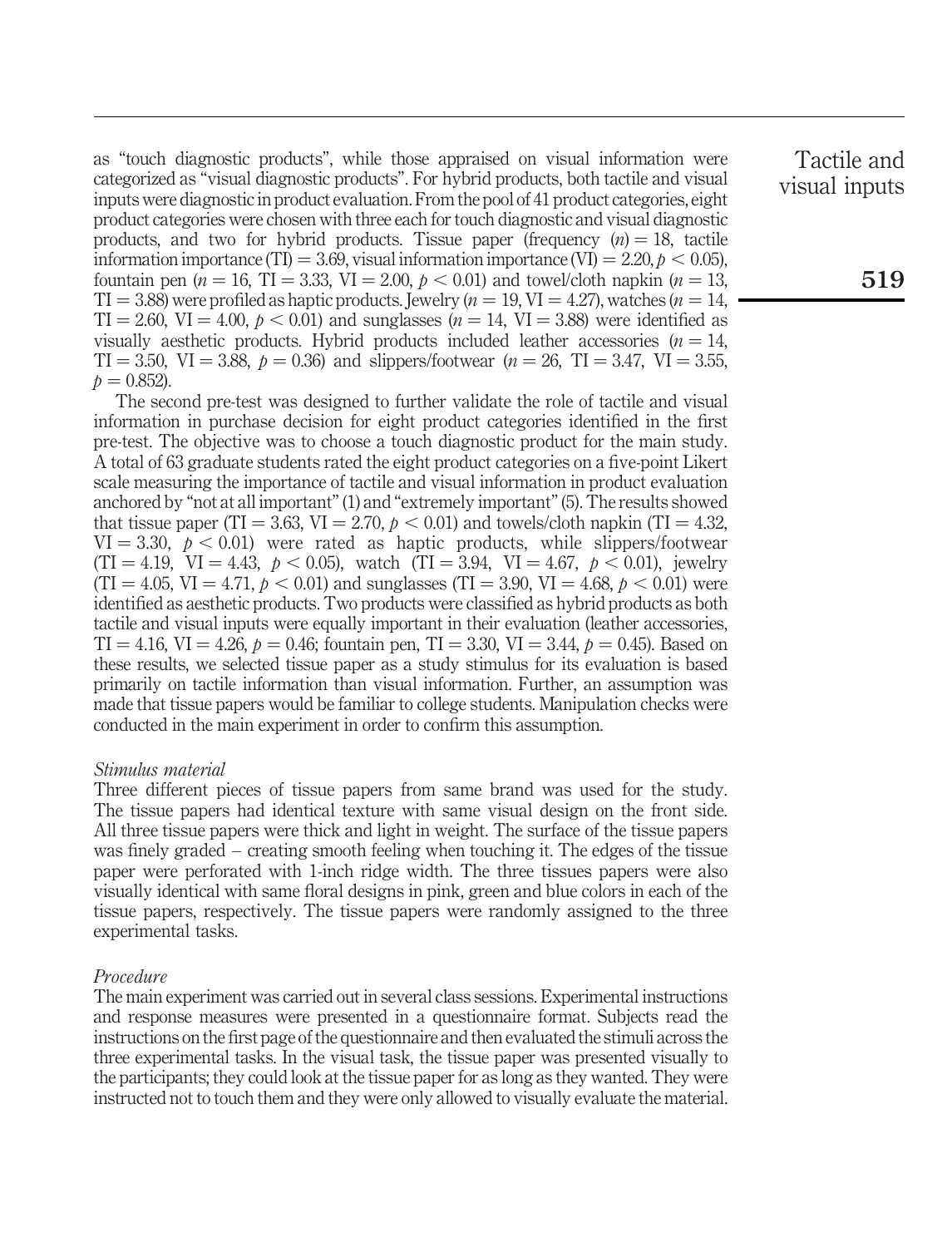as "touch diagnostic products", while those appraised on visual information were categorized as "visual diagnostic products". For hybrid products, both tactile and visual inputs were diagnostic in product evaluation. From the pool of 41 product categories, eight product categories were chosen with three each for touch diagnostic and visual diagnostic products, and two for hybrid products. Tissue paper (frequency $(n) = 18$, tactile information importance (TI) $= 3.69$, visual information importance (VI) $= 2.20$, $p < 0.05$), fountain pen ($n = 16$, TI $= 3.33$, VI $= 2.00$, $p < 0.01$) and towel/cloth napkin ($n = 13$, TI $= 3.88$) were profiled as haptic products. Jewelry ($n = 19$, VI $= 4.27$), watches ($n = 14$, TI $= 2.60$, VI $= 4.00$, $p < 0.01$) and sunglasses ($n = 14$, VI $= 3.88$) were identified as visually aesthetic products. Hybrid products included leather accessories ($n = 14$, TI $= 3.50$, VI $= 3.88$, $p = 0.36$) and slippers/footwear ($n = 26$, TI $= 3.47$, VI $= 3.55$, $p = 0.852$).

The second pre-test was designed to further validate the role of tactile and visual information in purchase decision for eight product categories identified in the first pre-test. The objective was to choose a touch diagnostic product for the main study. A total of 63 graduate students rated the eight product categories on a five-point Likert scale measuring the importance of tactile and visual information in product evaluation anchored by "not at all important" (1) and "extremely important" (5). The results showed that tissue paper (TI $= 3.63$, VI $= 2.70$, $p < 0.01$) and towels/cloth napkin (TI $= 4.32$, VI $= 3.30$, $p < 0.01$) were rated as haptic products, while slippers/footwear (TI $= 4.19$, VI $= 4.43$, $p < 0.05$), watch (TI $= 3.94$, VI $= 4.67$, $p < 0.01$), jewelry (TI $= 4.05$, VI $= 4.71$, $p < 0.01$) and sunglasses (TI $= 3.90$, VI $= 4.68$, $p < 0.01$) were identified as aesthetic products. Two products were classified as hybrid products as both tactile and visual inputs were equally important in their evaluation (leather accessories, TI $= 4.16$, VI $= 4.26$, $p = 0.46$; fountain pen, TI $= 3.30$, VI $= 3.44$, $p = 0.45$). Based on these results, we selected tissue paper as a study stimulus for its evaluation is based primarily on tactile information than visual information. Further, an assumption was made that tissue papers would be familiar to college students. Manipulation checks were conducted in the main experiment in order to confirm this assumption.

### *Stimulus material*

Three different pieces of tissue papers from same brand was used for the study. The tissue papers had identical texture with same visual design on the front side. All three tissue papers were thick and light in weight. The surface of the tissue papers was finely graded – creating smooth feeling when touching it. The edges of the tissue paper were perforated with 1-inch ridge width. The three tissues papers were also visually identical with same floral designs in pink, green and blue colors in each of the tissue papers, respectively. The tissue papers were randomly assigned to the three experimental tasks.

### *Procedure*

The main experiment was carried out in several class sessions. Experimental instructions and response measures were presented in a questionnaire format. Subjects read the instructions on the first page of the questionnaire and then evaluated the stimuli across the three experimental tasks. In the visual task, the tissue paper was presented visually to the participants; they could look at the tissue paper for as long as they wanted. They were instructed not to touch them and they were only allowed to visually evaluate the material.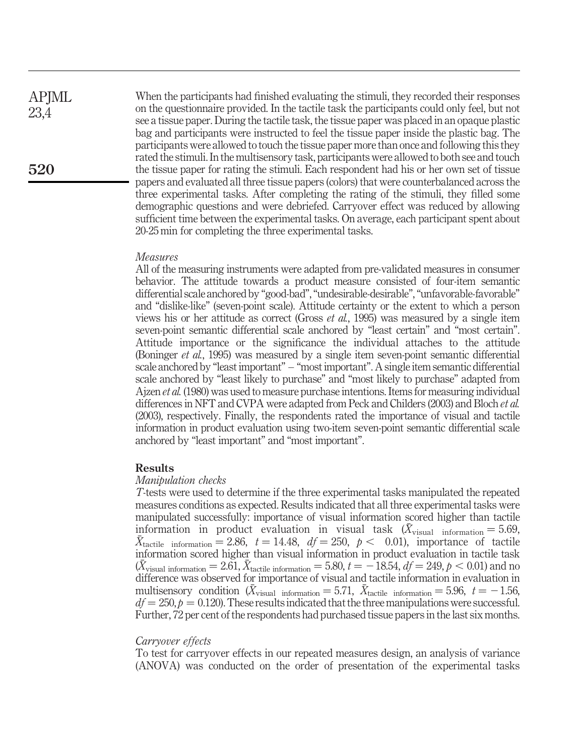When the participants had finished evaluating the stimuli, they recorded their responses on the questionnaire provided. In the tactile task the participants could only feel, but not see a tissue paper. During the tactile task, the tissue paper was placed in an opaque plastic bag and participants were instructed to feel the tissue paper inside the plastic bag. The participants were allowed to touch the tissue paper more than once and following this they rated the stimuli. In the multisensory task, participants were allowed to both see and touch the tissue paper for rating the stimuli. Each respondent had his or her own set of tissue papers and evaluated all three tissue papers (colors) that were counterbalanced across the three experimental tasks. After completing the rating of the stimuli, they filled some demographic questions and were debriefed. Carryover effect was reduced by allowing sufficient time between the experimental tasks. On average, each participant spent about 20-25 min for completing the three experimental tasks.

### *Measures*

All of the measuring instruments were adapted from pre-validated measures in consumer behavior. The attitude towards a product measure consisted of four-item semantic differential scale anchored by "good-bad", "undesirable-desirable", "unfavorable-favorable" and "dislike-like" (seven-point scale). Attitude certainty or the extent to which a person views his or her attitude as correct (Gross *et al.*, 1995) was measured by a single item seven-point semantic differential scale anchored by "least certain" and "most certain". Attitude importance or the significance the individual attaches to the attitude (Boninger *et al.*, 1995) was measured by a single item seven-point semantic differential scale anchored by "least important" – "most important". A single item semantic differential scale anchored by "least likely to purchase" and "most likely to purchase" adapted from Ajzen *et al.* (1980) was used to measure purchase intentions. Items for measuring individual differences in NFT and CVPA were adapted from Peck and Childers (2003) and Bloch *et al.* (2003), respectively. Finally, the respondents rated the importance of visual and tactile information in product evaluation using two-item seven-point semantic differential scale anchored by "least important" and "most important".

## Results

### *Manipulation checks*

*T*-tests were used to determine if the three experimental tasks manipulated the repeated measures conditions as expected. Results indicated that all three experimental tasks were manipulated successfully: importance of visual information scored higher than tactile information in product evaluation in visual task ($\bar{X}_{\text{visual information}} = 5.69$, $\bar{X}_{\text{tactile information}} = 2.86$, $t = 14.48$, $df = 250$, $p < 0.01$), importance of tactile information scored higher than visual information in product evaluation in tactile task ($\bar{X}_{\text{visual information}} = 2.61$, $\bar{X}_{\text{tactile information}} = 5.80$, $t = -18.54$, $df = 249$, $p < 0.01$) and no difference was observed for importance of visual and tactile information in evaluation in multisensory condition ($\bar{X}_{\text{visual information}} = 5.71$, $\bar{X}_{\text{tactile information}} = 5.96$, $t = -1.56$, $df = 250$, $p = 0.120$). These results indicated that the three manipulations were successful. Further, 72 per cent of the respondents had purchased tissue papers in the last six months.

### *Carryover effects*

To test for carryover effects in our repeated measures design, an analysis of variance (ANOVA) was conducted on the order of presentation of the experimental tasks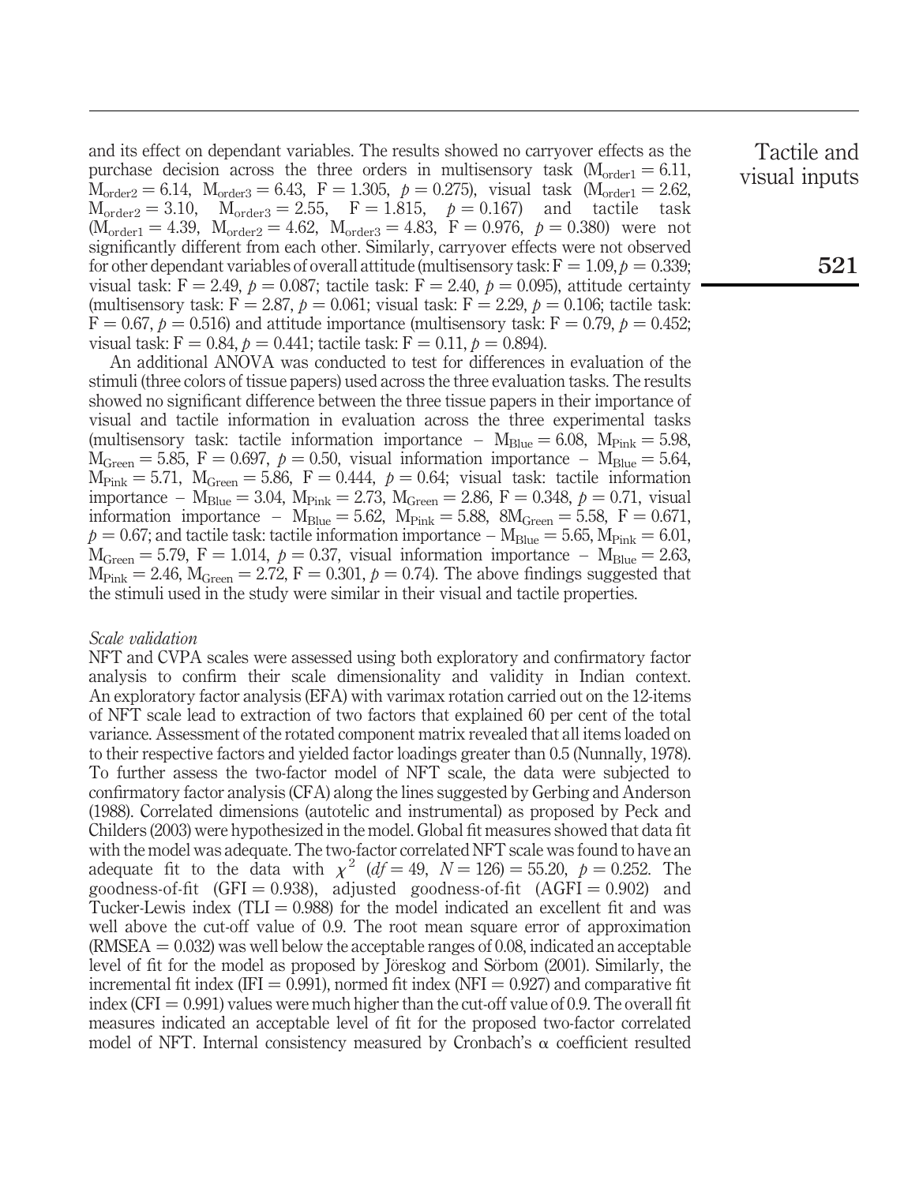and its effect on dependant variables. The results showed no carryover effects as the purchase decision across the three orders in multisensory task ($M_{order1} = 6.11$, $M_{order2} = 6.14$, $M_{order3} = 6.43$, $F = 1.305$, $p = 0.275$), visual task ($M_{order1} = 2.62$, $M_{order2} = 3.10$, $M_{order3} = 2.55$, $F = 1.815$, $p = 0.167$) and tactile task ($M_{order1} = 4.39$, $M_{order2} = 4.62$, $M_{order3} = 4.83$, $F = 0.976$, $p = 0.380$) were not significantly different from each other. Similarly, carryover effects were not observed for other dependant variables of overall attitude (multisensory task: $F = 1.09$, $p = 0.339$; visual task: $F = 2.49$, $p = 0.087$; tactile task: $F = 2.40$, $p = 0.095$), attitude certainty (multisensory task: $F = 2.87$, $p = 0.061$; visual task: $F = 2.29$, $p = 0.106$; tactile task: $F = 0.67$, $p = 0.516$) and attitude importance (multisensory task: $F = 0.79$, $p = 0.452$; visual task: $F = 0.84$, $p = 0.441$; tactile task: $F = 0.11$, $p = 0.894$).

An additional ANOVA was conducted to test for differences in evaluation of the stimuli (three colors of tissue papers) used across the three evaluation tasks. The results showed no significant difference between the three tissue papers in their importance of visual and tactile information in evaluation across the three experimental tasks (multisensory task: tactile information importance – $M_{Blue} = 6.08$, $M_{Pink} = 5.98$, $M_{Green} = 5.85$, $F = 0.697$, $p = 0.50$, visual information importance – $M_{Blue} = 5.64$, $M_{Pink} = 5.71$, $M_{Green} = 5.86$, $F = 0.444$, $p = 0.64$; visual task: tactile information importance – $M_{Blue} = 3.04$, $M_{Pink} = 2.73$, $M_{Green} = 2.86$, $F = 0.348$, $p = 0.71$, visual information importance – $M_{Blue} = 5.62$, $M_{Pink} = 5.88$, $8M_{Green} = 5.58$, $F = 0.671$, $p = 0.67$; and tactile task: tactile information importance – $M_{Blue} = 5.65$, $M_{Pink} = 6.01$, $M_{Green} = 5.79$, $F = 1.014$, $p = 0.37$, visual information importance – $M_{Blue} = 2.63$, $M_{Pink} = 2.46$, $M_{Green} = 2.72$, $F = 0.301$, $p = 0.74$). The above findings suggested that the stimuli used in the study were similar in their visual and tactile properties.

*Scale validation*

NFT and CVPA scales were assessed using both exploratory and confirmatory factor analysis to confirm their scale dimensionality and validity in Indian context. An exploratory factor analysis (EFA) with varimax rotation carried out on the 12-items of NFT scale lead to extraction of two factors that explained 60 per cent of the total variance. Assessment of the rotated component matrix revealed that all items loaded on to their respective factors and yielded factor loadings greater than 0.5 (Nunnally, 1978). To further assess the two-factor model of NFT scale, the data were subjected to confirmatory factor analysis (CFA) along the lines suggested by Gerbing and Anderson (1988). Correlated dimensions (autotelic and instrumental) as proposed by Peck and Childers (2003) were hypothesized in the model. Global fit measures showed that data fit with the model was adequate. The two-factor correlated NFT scale was found to have an adequate fit to the data with $\chi^2$ ($df = 49$, $N = 126$) $= 55.20$, $p = 0.252$. The goodness-of-fit (GFI = 0.938), adjusted goodness-of-fit (AGFI = 0.902) and Tucker-Lewis index (TLI = 0.988) for the model indicated an excellent fit and was well above the cut-off value of 0.9. The root mean square error of approximation (RMSEA = 0.032) was well below the acceptable ranges of 0.08, indicated an acceptable level of fit for the model as proposed by Jöreskog and Sörbom (2001). Similarly, the incremental fit index (IFI = 0.991), normed fit index (NFI = 0.927) and comparative fit index (CFI = 0.991) values were much higher than the cut-off value of 0.9. The overall fit measures indicated an acceptable level of fit for the proposed two-factor correlated model of NFT. Internal consistency measured by Cronbach's $\alpha$ coefficient resulted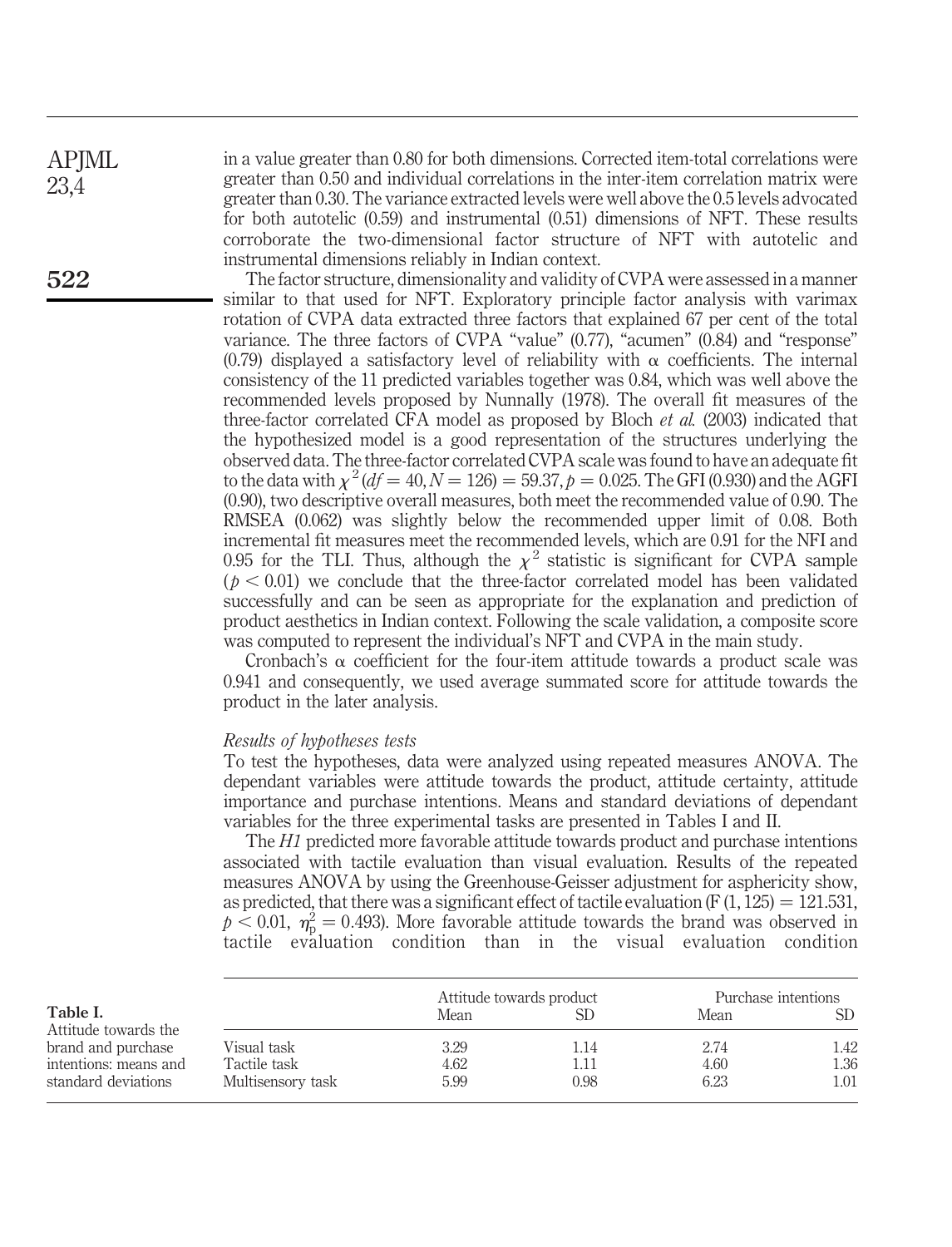in a value greater than 0.80 for both dimensions. Corrected item-total correlations were greater than 0.50 and individual correlations in the inter-item correlation matrix were greater than 0.30. The variance extracted levels were well above the 0.5 levels advocated for both autotelic (0.59) and instrumental (0.51) dimensions of NFT. These results corroborate the two-dimensional factor structure of NFT with autotelic and instrumental dimensions reliably in Indian context.

The factor structure, dimensionality and validity of CVPA were assessed in a manner similar to that used for NFT. Exploratory principle factor analysis with varimax rotation of CVPA data extracted three factors that explained 67 per cent of the total variance. The three factors of CVPA "value" (0.77), "acumen" (0.84) and "response" (0.79) displayed a satisfactory level of reliability with α coefficients. The internal consistency of the 11 predicted variables together was 0.84, which was well above the recommended levels proposed by Nunnally (1978). The overall fit measures of the three-factor correlated CFA model as proposed by Bloch *et al.* (2003) indicated that the hypothesized model is a good representation of the structures underlying the observed data. The three-factor correlated CVPA scale was found to have an adequate fit to the data with $\chi^2 (df = 40, N = 126) = 59.37, p = 0.025$. The GFI (0.930) and the AGFI (0.90), two descriptive overall measures, both meet the recommended value of 0.90. The RMSEA (0.062) was slightly below the recommended upper limit of 0.08. Both incremental fit measures meet the recommended levels, which are 0.91 for the NFI and 0.95 for the TLI. Thus, although the $\chi^2$ statistic is significant for CVPA sample ($p < 0.01$) we conclude that the three-factor correlated model has been validated successfully and can be seen as appropriate for the explanation and prediction of product aesthetics in Indian context. Following the scale validation, a composite score was computed to represent the individual's NFT and CVPA in the main study.

Cronbach's α coefficient for the four-item attitude towards a product scale was 0.941 and consequently, we used average summated score for attitude towards the product in the later analysis.

### *Results of hypotheses tests*

To test the hypotheses, data were analyzed using repeated measures ANOVA. The dependant variables were attitude towards the product, attitude certainty, attitude importance and purchase intentions. Means and standard deviations of dependant variables for the three experimental tasks are presented in Tables I and II.

The *H1* predicted more favorable attitude towards product and purchase intentions associated with tactile evaluation than visual evaluation. Results of the repeated measures ANOVA by using the Greenhouse-Geisser adjustment for asphericity show, as predicted, that there was a significant effect of tactile evaluation ($F (1, 125) = 121.531$, $p < 0.01$, $\eta_p^2 = 0.493$). More favorable attitude towards the brand was observed in tactile evaluation condition than in the visual evaluation condition

**Table I.** Attitude towards the brand and purchase intentions: means and standard deviations

| | Attitude towards product | | Purchase intentions | |
|---|---|---|---|---|
| | Mean | SD | Mean | SD |
| Visual task | 3.29 | 1.14 | 2.74 | 1.42 |
| Tactile task | 4.62 | 1.11 | 4.60 | 1.36 |
| Multisensory task | 5.99 | 0.98 | 6.23 | 1.01 |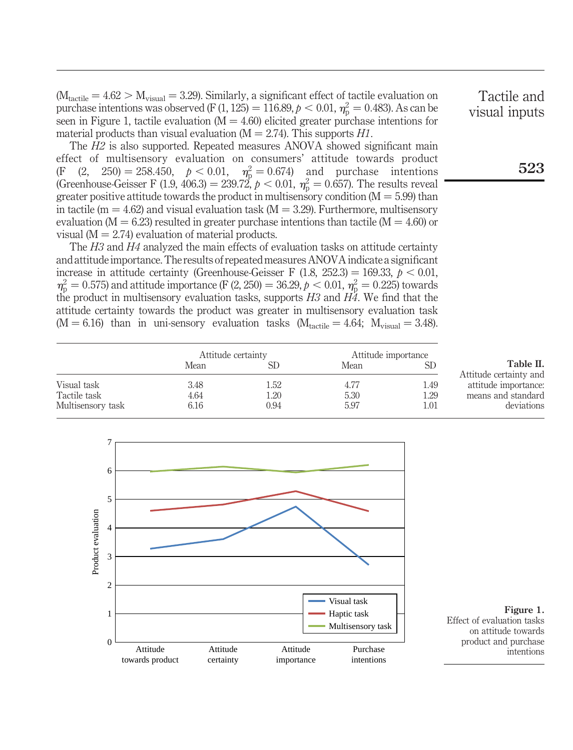($M_{tactile} = 4.62 > M_{visual} = 3.29$). Similarly, a significant effect of tactile evaluation on purchase intentions was observed ($F (1, 125) = 116.89, p < 0.01, \eta_p^2 = 0.483$). As can be seen in Figure 1, tactile evaluation (M = 4.60) elicited greater purchase intentions for material products than visual evaluation (M = 2.74). This supports *H1*.

The *H2* is also supported. Repeated measures ANOVA showed significant main effect of multisensory evaluation on consumers' attitude towards product ($F (2, 250) = 258.450, p < 0.01, \eta_p^2 = 0.674$) and purchase intentions (Greenhouse-Geisser $F (1.9, 406.3) = 239.72, p < 0.01, \eta_p^2 = 0.657$). The results reveal greater positive attitude towards the product in multisensory condition (M = 5.99) than in tactile (m = 4.62) and visual evaluation task (M = 3.29). Furthermore, multisensory evaluation (M = 6.23) resulted in greater purchase intentions than tactile (M = 4.60) or visual (M = 2.74) evaluation of material products.

The *H3* and *H4* analyzed the main effects of evaluation tasks on attitude certainty and attitude importance. The results of repeated measures ANOVA indicate a significant increase in attitude certainty (Greenhouse-Geisser $F (1.8, 252.3) = 169.33, p < 0.01, \eta_p^2 = 0.575$) and attitude importance ($F (2, 250) = 36.29, p < 0.01, \eta_p^2 = 0.225$) towards the product in multisensory evaluation tasks, supports *H3* and *H4*. We find that the attitude certainty towards the product was greater in multisensory evaluation task (M = 6.16) than in uni-sensory evaluation tasks ($M_{tactile} = 4.64$; $M_{visual} = 3.48$).

| | Attitude certainty | | Attitude importance | |
|---|---|---|---|---|
| | Mean | SD | Mean | SD |
| Visual task | 3.48 | 1.52 | 4.77 | 1.49 |
| Tactile task | 4.64 | 1.20 | 5.30 | 1.29 |
| Multisensory task | 6.16 | 0.94 | 5.97 | 1.01 |

**Table II.** Attitude certainty and attitude importance: means and standard deviations

**Figure 1.** Effect of evaluation tasks on attitude towards product and purchase intentions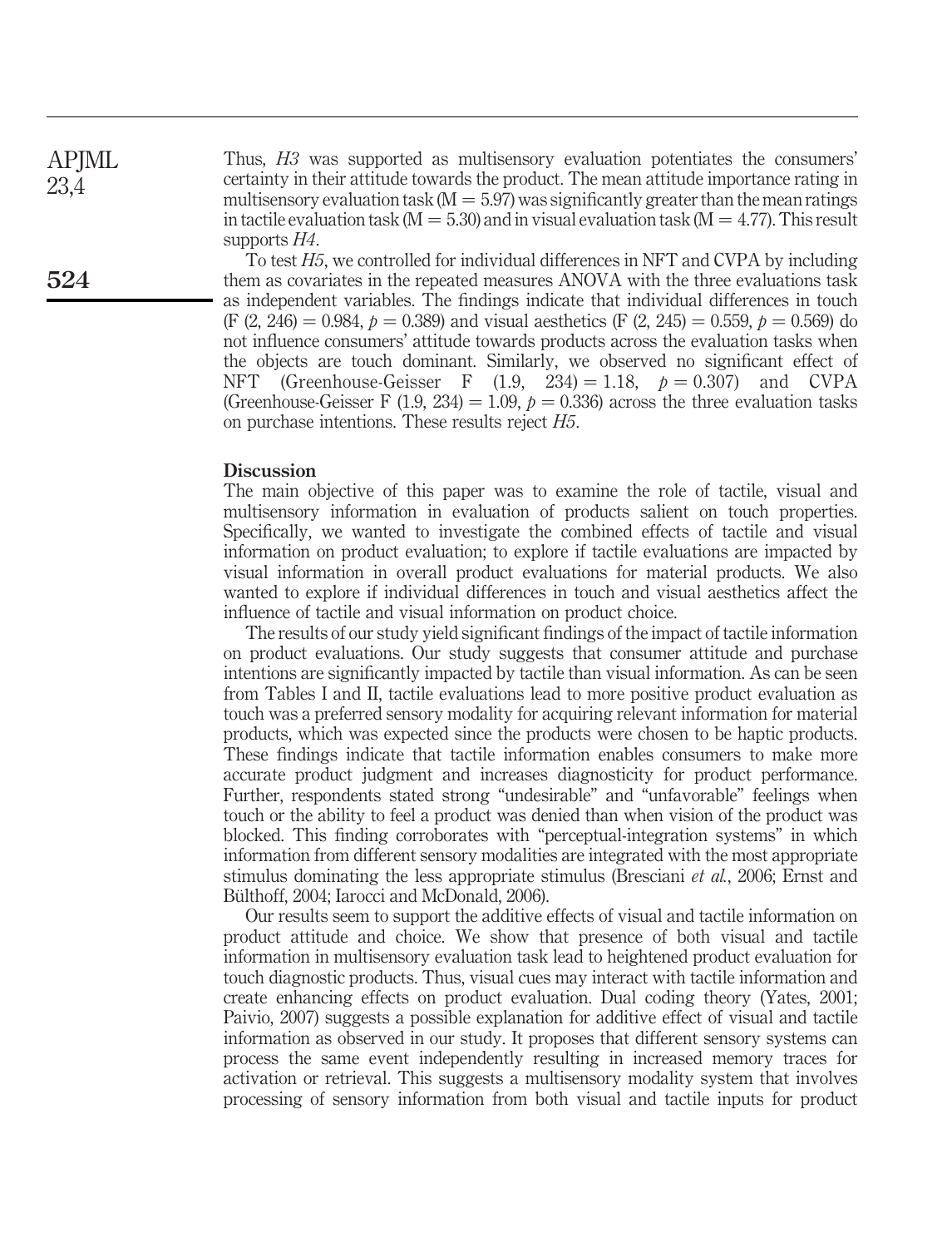Thus, *H3* was supported as multisensory evaluation potentiates the consumers' certainty in their attitude towards the product. The mean attitude importance rating in multisensory evaluation task ($M = 5.97$) was significantly greater than the mean ratings in tactile evaluation task ($M = 5.30$) and in visual evaluation task ($M = 4.77$). This result supports *H4*.

To test *H5*, we controlled for individual differences in NFT and CVPA by including them as covariates in the repeated measures ANOVA with the three evaluations task as independent variables. The findings indicate that individual differences in touch ($F$ (2, 246) $= 0.984$, $p = 0.389$) and visual aesthetics ($F$ (2, 245) $= 0.559$, $p = 0.569$) do not influence consumers' attitude towards products across the evaluation tasks when the objects are touch dominant. Similarly, we observed no significant effect of NFT (Greenhouse-Geisser $F$ (1.9, 234) $= 1.18$, $p = 0.307$) and CVPA (Greenhouse-Geisser $F$ (1.9, 234) $= 1.09$, $p = 0.336$) across the three evaluation tasks on purchase intentions. These results reject *H5*.

## Discussion

The main objective of this paper was to examine the role of tactile, visual and multisensory information in evaluation of products salient on touch properties. Specifically, we wanted to investigate the combined effects of tactile and visual information on product evaluation; to explore if tactile evaluations are impacted by visual information in overall product evaluations for material products. We also wanted to explore if individual differences in touch and visual aesthetics affect the influence of tactile and visual information on product choice.

The results of our study yield significant findings of the impact of tactile information on product evaluations. Our study suggests that consumer attitude and purchase intentions are significantly impacted by tactile than visual information. As can be seen from Tables I and II, tactile evaluations lead to more positive product evaluation as touch was a preferred sensory modality for acquiring relevant information for material products, which was expected since the products were chosen to be haptic products. These findings indicate that tactile information enables consumers to make more accurate product judgment and increases diagnosticity for product performance. Further, respondents stated strong "undesirable" and "unfavorable" feelings when touch or the ability to feel a product was denied than when vision of the product was blocked. This finding corroborates with "perceptual-integration systems" in which information from different sensory modalities are integrated with the most appropriate stimulus dominating the less appropriate stimulus (Bresciani *et al.*, 2006; Ernst and Bülthoff, 2004; Iarocci and McDonald, 2006).

Our results seem to support the additive effects of visual and tactile information on product attitude and choice. We show that presence of both visual and tactile information in multisensory evaluation task lead to heightened product evaluation for touch diagnostic products. Thus, visual cues may interact with tactile information and create enhancing effects on product evaluation. Dual coding theory (Yates, 2001; Paivio, 2007) suggests a possible explanation for additive effect of visual and tactile information as observed in our study. It proposes that different sensory systems can process the same event independently resulting in increased memory traces for activation or retrieval. This suggests a multisensory modality system that involves processing of sensory information from both visual and tactile inputs for product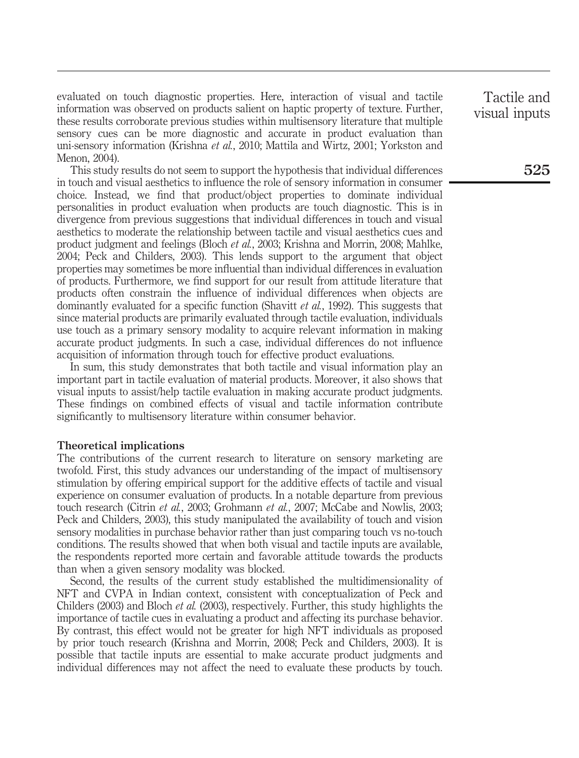evaluated on touch diagnostic properties. Here, interaction of visual and tactile information was observed on products salient on haptic property of texture. Further, these results corroborate previous studies within multisensory literature that multiple sensory cues can be more diagnostic and accurate in product evaluation than uni-sensory information (Krishna *et al.*, 2010; Mattila and Wirtz, 2001; Yorkston and Menon, 2004).

This study results do not seem to support the hypothesis that individual differences in touch and visual aesthetics to influence the role of sensory information in consumer choice. Instead, we find that product/object properties to dominate individual personalities in product evaluation when products are touch diagnostic. This is in divergence from previous suggestions that individual differences in touch and visual aesthetics to moderate the relationship between tactile and visual aesthetics cues and product judgment and feelings (Bloch *et al.*, 2003; Krishna and Morrin, 2008; Mahlke, 2004; Peck and Childers, 2003). This lends support to the argument that object properties may sometimes be more influential than individual differences in evaluation of products. Furthermore, we find support for our result from attitude literature that products often constrain the influence of individual differences when objects are dominantly evaluated for a specific function (Shavitt *et al.*, 1992). This suggests that since material products are primarily evaluated through tactile evaluation, individuals use touch as a primary sensory modality to acquire relevant information in making accurate product judgments. In such a case, individual differences do not influence acquisition of information through touch for effective product evaluations.

In sum, this study demonstrates that both tactile and visual information play an important part in tactile evaluation of material products. Moreover, it also shows that visual inputs to assist/help tactile evaluation in making accurate product judgments. These findings on combined effects of visual and tactile information contribute significantly to multisensory literature within consumer behavior.

### Theoretical implications

The contributions of the current research to literature on sensory marketing are twofold. First, this study advances our understanding of the impact of multisensory stimulation by offering empirical support for the additive effects of tactile and visual experience on consumer evaluation of products. In a notable departure from previous touch research (Citrin *et al.*, 2003; Grohmann *et al.*, 2007; McCabe and Nowlis, 2003; Peck and Childers, 2003), this study manipulated the availability of touch and vision sensory modalities in purchase behavior rather than just comparing touch vs no-touch conditions. The results showed that when both visual and tactile inputs are available, the respondents reported more certain and favorable attitude towards the products than when a given sensory modality was blocked.

Second, the results of the current study established the multidimensionality of NFT and CVPA in Indian context, consistent with conceptualization of Peck and Childers (2003) and Bloch *et al.* (2003), respectively. Further, this study highlights the importance of tactile cues in evaluating a product and affecting its purchase behavior. By contrast, this effect would not be greater for high NFT individuals as proposed by prior touch research (Krishna and Morrin, 2008; Peck and Childers, 2003). It is possible that tactile inputs are essential to make accurate product judgments and individual differences may not affect the need to evaluate these products by touch.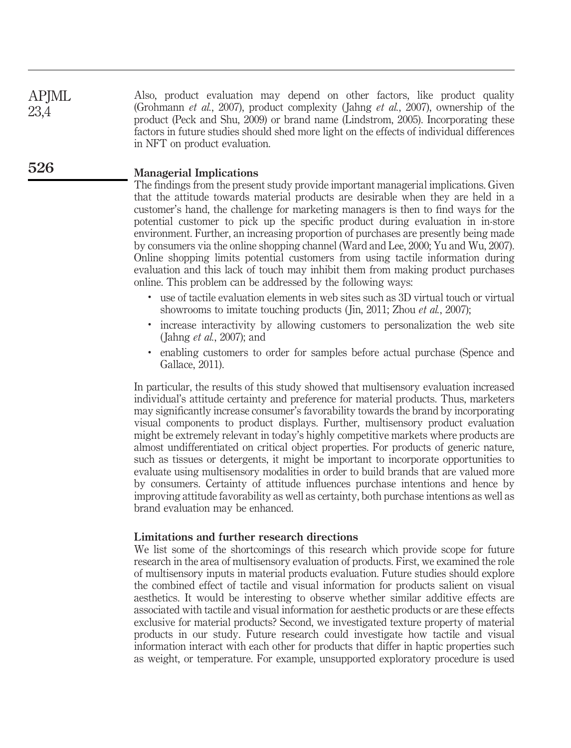Also, product evaluation may depend on other factors, like product quality (Grohmann *et al.*, 2007), product complexity (Jahng *et al.*, 2007), ownership of the product (Peck and Shu, 2009) or brand name (Lindstrom, 2005). Incorporating these factors in future studies should shed more light on the effects of individual differences in NFT on product evaluation.

## Managerial Implications

The findings from the present study provide important managerial implications. Given that the attitude towards material products are desirable when they are held in a customer's hand, the challenge for marketing managers is then to find ways for the potential customer to pick up the specific product during evaluation in in-store environment. Further, an increasing proportion of purchases are presently being made by consumers via the online shopping channel (Ward and Lee, 2000; Yu and Wu, 2007). Online shopping limits potential customers from using tactile information during evaluation and this lack of touch may inhibit them from making product purchases online. This problem can be addressed by the following ways:

- use of tactile evaluation elements in web sites such as 3D virtual touch or virtual showrooms to imitate touching products (Jin, 2011; Zhou *et al.*, 2007);
- increase interactivity by allowing customers to personalization the web site (Jahng *et al.*, 2007); and
- enabling customers to order for samples before actual purchase (Spence and Gallace, 2011).

In particular, the results of this study showed that multisensory evaluation increased individual's attitude certainty and preference for material products. Thus, marketers may significantly increase consumer's favorability towards the brand by incorporating visual components to product displays. Further, multisensory product evaluation might be extremely relevant in today's highly competitive markets where products are almost undifferentiated on critical object properties. For products of generic nature, such as tissues or detergents, it might be important to incorporate opportunities to evaluate using multisensory modalities in order to build brands that are valued more by consumers. Certainty of attitude influences purchase intentions and hence by improving attitude favorability as well as certainty, both purchase intentions as well as brand evaluation may be enhanced.

## Limitations and further research directions

We list some of the shortcomings of this research which provide scope for future research in the area of multisensory evaluation of products. First, we examined the role of multisensory inputs in material products evaluation. Future studies should explore the combined effect of tactile and visual information for products salient on visual aesthetics. It would be interesting to observe whether similar additive effects are associated with tactile and visual information for aesthetic products or are these effects exclusive for material products? Second, we investigated texture property of material products in our study. Future research could investigate how tactile and visual information interact with each other for products that differ in haptic properties such as weight, or temperature. For example, unsupported exploratory procedure is used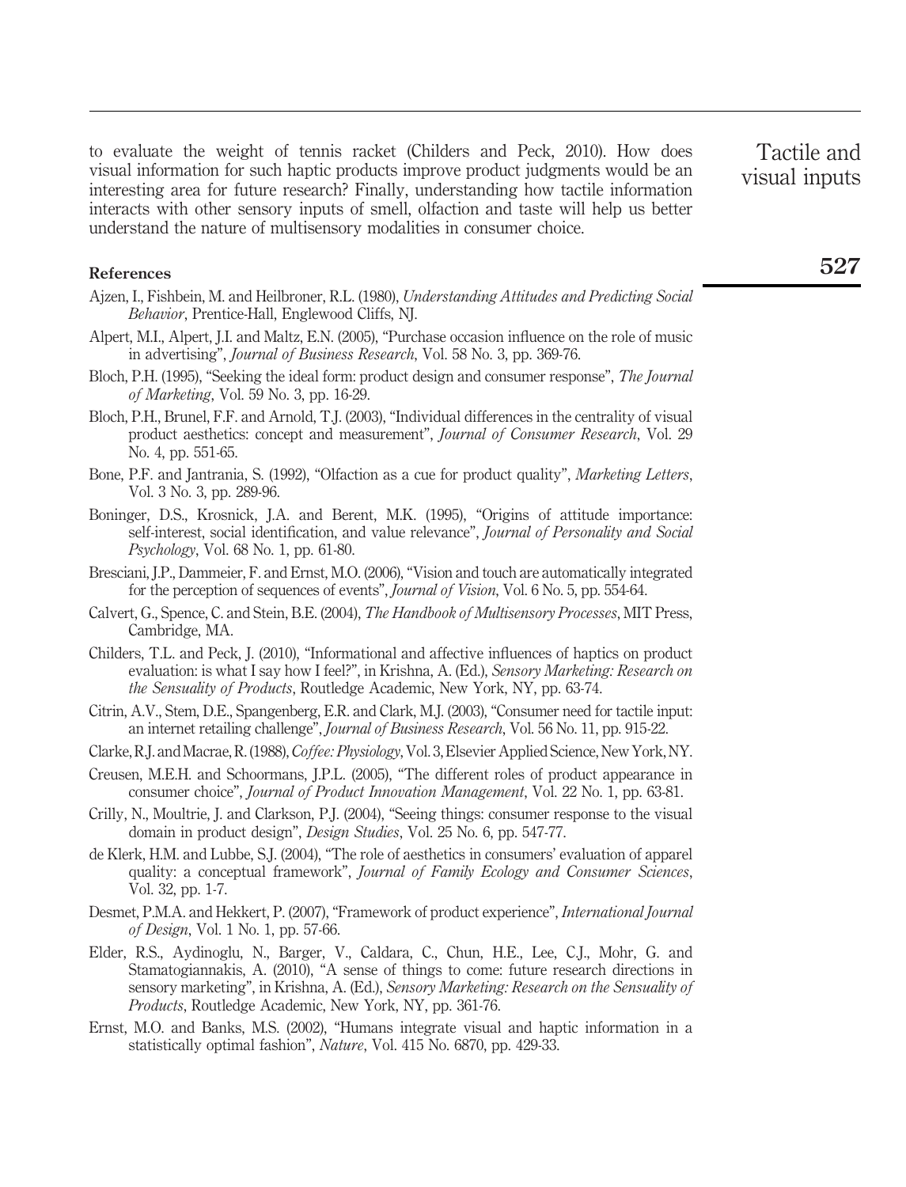to evaluate the weight of tennis racket (Childers and Peck, 2010). How does visual information for such haptic products improve product judgments would be an interesting area for future research? Finally, understanding how tactile information interacts with other sensory inputs of smell, olfaction and taste will help us better understand the nature of multisensory modalities in consumer choice.

## References

Ajzen, I., Fishbein, M. and Heilbroner, R.L. (1980), *Understanding Attitudes and Predicting Social Behavior*, Prentice-Hall, Englewood Cliffs, NJ.

Alpert, M.I., Alpert, J.I. and Maltz, E.N. (2005), "Purchase occasion influence on the role of music in advertising", *Journal of Business Research*, Vol. 58 No. 3, pp. 369-76.

Bloch, P.H. (1995), "Seeking the ideal form: product design and consumer response", *The Journal of Marketing*, Vol. 59 No. 3, pp. 16-29.

Bloch, P.H., Brunel, F.F. and Arnold, T.J. (2003), "Individual differences in the centrality of visual product aesthetics: concept and measurement", *Journal of Consumer Research*, Vol. 29 No. 4, pp. 551-65.

Bone, P.F. and Jantrania, S. (1992), "Olfaction as a cue for product quality", *Marketing Letters*, Vol. 3 No. 3, pp. 289-96.

Boninger, D.S., Krosnick, J.A. and Berent, M.K. (1995), "Origins of attitude importance: self-interest, social identification, and value relevance", *Journal of Personality and Social Psychology*, Vol. 68 No. 1, pp. 61-80.

Bresciani, J.P., Dammeier, F. and Ernst, M.O. (2006), "Vision and touch are automatically integrated for the perception of sequences of events", *Journal of Vision*, Vol. 6 No. 5, pp. 554-64.

Calvert, G., Spence, C. and Stein, B.E. (2004), *The Handbook of Multisensory Processes*, MIT Press, Cambridge, MA.

Childers, T.L. and Peck, J. (2010), "Informational and affective influences of haptics on product evaluation: is what I say how I feel?", in Krishna, A. (Ed.), *Sensory Marketing: Research on the Sensuality of Products*, Routledge Academic, New York, NY, pp. 63-74.

Citrin, A.V., Stem, D.E., Spangenberg, E.R. and Clark, M.J. (2003), "Consumer need for tactile input: an internet retailing challenge", *Journal of Business Research*, Vol. 56 No. 11, pp. 915-22.

Clarke, R.J. and Macrae, R. (1988), *Coffee: Physiology*, Vol. 3, Elsevier Applied Science, New York, NY.

Creusen, M.E.H. and Schoormans, J.P.L. (2005), "The different roles of product appearance in consumer choice", *Journal of Product Innovation Management*, Vol. 22 No. 1, pp. 63-81.

Crilly, N., Moultrie, J. and Clarkson, P.J. (2004), "Seeing things: consumer response to the visual domain in product design", *Design Studies*, Vol. 25 No. 6, pp. 547-77.

de Klerk, H.M. and Lubbe, S.J. (2004), "The role of aesthetics in consumers' evaluation of apparel quality: a conceptual framework", *Journal of Family Ecology and Consumer Sciences*, Vol. 32, pp. 1-7.

Desmet, P.M.A. and Hekkert, P. (2007), "Framework of product experience", *International Journal of Design*, Vol. 1 No. 1, pp. 57-66.

Elder, R.S., Aydinoglu, N., Barger, V., Caldara, C., Chun, H.E., Lee, C.J., Mohr, G. and Stamatogiannakis, A. (2010), "A sense of things to come: future research directions in sensory marketing", in Krishna, A. (Ed.), *Sensory Marketing: Research on the Sensuality of Products*, Routledge Academic, New York, NY, pp. 361-76.

Ernst, M.O. and Banks, M.S. (2002), "Humans integrate visual and haptic information in a statistically optimal fashion", *Nature*, Vol. 415 No. 6870, pp. 429-33.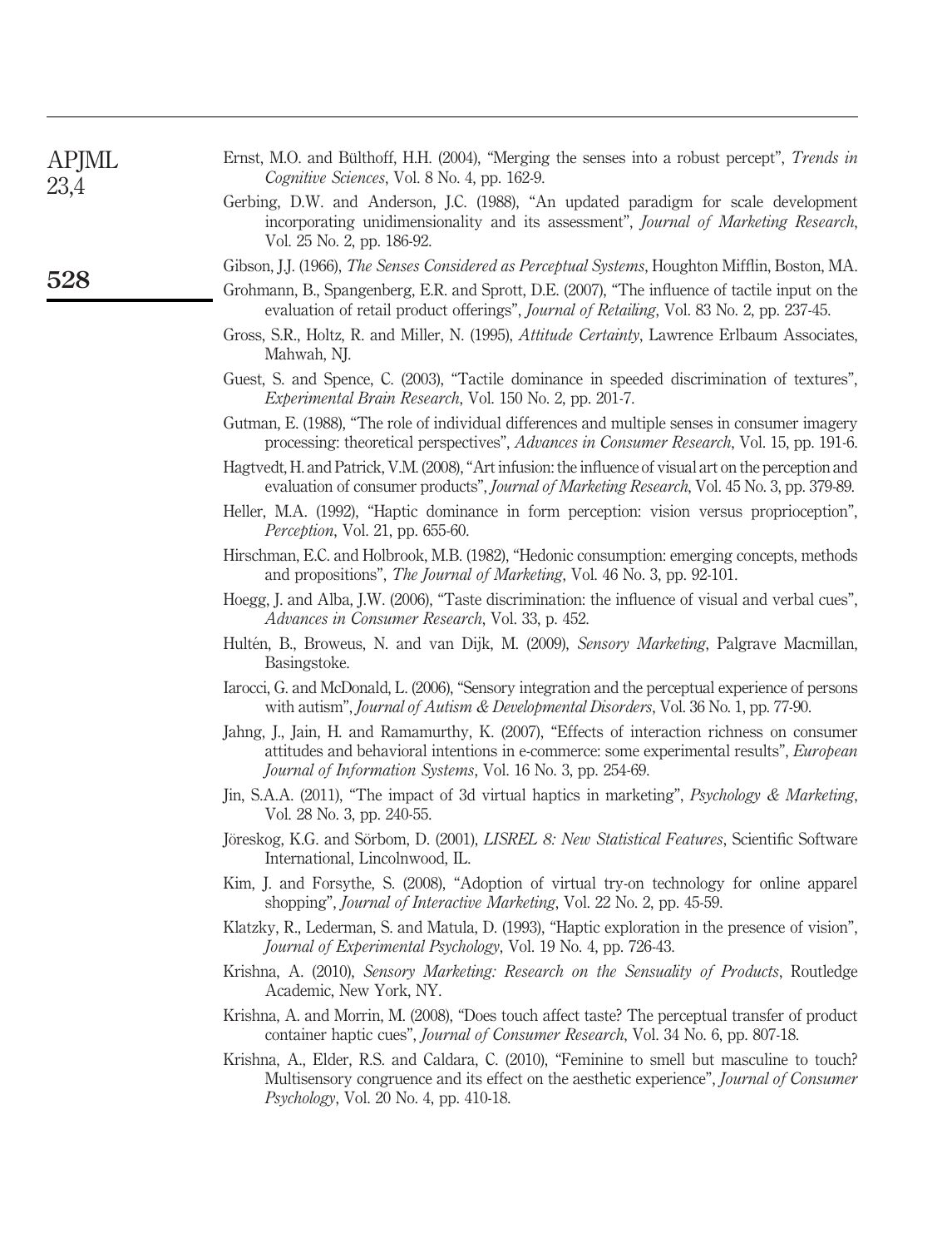Ernst, M.O. and Bülthoff, H.H. (2004), "Merging the senses into a robust percept", *Trends in Cognitive Sciences*, Vol. 8 No. 4, pp. 162-9.

Gerbing, D.W. and Anderson, J.C. (1988), "An updated paradigm for scale development incorporating unidimensionality and its assessment", *Journal of Marketing Research*, Vol. 25 No. 2, pp. 186-92.

Gibson, J.J. (1966), *The Senses Considered as Perceptual Systems*, Houghton Mifflin, Boston, MA.

Grohmann, B., Spangenberg, E.R. and Sprott, D.E. (2007), "The influence of tactile input on the evaluation of retail product offerings", *Journal of Retailing*, Vol. 83 No. 2, pp. 237-45.

Gross, S.R., Holtz, R. and Miller, N. (1995), *Attitude Certainty*, Lawrence Erlbaum Associates, Mahwah, NJ.

Guest, S. and Spence, C. (2003), "Tactile dominance in speeded discrimination of textures", *Experimental Brain Research*, Vol. 150 No. 2, pp. 201-7.

Gutman, E. (1988), "The role of individual differences and multiple senses in consumer imagery processing: theoretical perspectives", *Advances in Consumer Research*, Vol. 15, pp. 191-6.

Hagtvedt, H. and Patrick, V.M. (2008), "Art infusion: the influence of visual art on the perception and evaluation of consumer products", *Journal of Marketing Research*, Vol. 45 No. 3, pp. 379-89.

Heller, M.A. (1992), "Haptic dominance in form perception: vision versus proprioception", *Perception*, Vol. 21, pp. 655-60.

Hirschman, E.C. and Holbrook, M.B. (1982), "Hedonic consumption: emerging concepts, methods and propositions", *The Journal of Marketing*, Vol. 46 No. 3, pp. 92-101.

Hoegg, J. and Alba, J.W. (2006), "Taste discrimination: the influence of visual and verbal cues", *Advances in Consumer Research*, Vol. 33, p. 452.

Hultén, B., Broweus, N. and van Dijk, M. (2009), *Sensory Marketing*, Palgrave Macmillan, Basingstoke.

Iarocci, G. and McDonald, L. (2006), "Sensory integration and the perceptual experience of persons with autism", *Journal of Autism & Developmental Disorders*, Vol. 36 No. 1, pp. 77-90.

Jahng, J., Jain, H. and Ramamurthy, K. (2007), "Effects of interaction richness on consumer attitudes and behavioral intentions in e-commerce: some experimental results", *European Journal of Information Systems*, Vol. 16 No. 3, pp. 254-69.

Jin, S.A.A. (2011), "The impact of 3d virtual haptics in marketing", *Psychology & Marketing*, Vol. 28 No. 3, pp. 240-55.

Jöreskog, K.G. and Sörbom, D. (2001), *LISREL 8: New Statistical Features*, Scientific Software International, Lincolnwood, IL.

Kim, J. and Forsythe, S. (2008), "Adoption of virtual try-on technology for online apparel shopping", *Journal of Interactive Marketing*, Vol. 22 No. 2, pp. 45-59.

Klatzky, R., Lederman, S. and Matula, D. (1993), "Haptic exploration in the presence of vision", *Journal of Experimental Psychology*, Vol. 19 No. 4, pp. 726-43.

Krishna, A. (2010), *Sensory Marketing: Research on the Sensuality of Products*, Routledge Academic, New York, NY.

Krishna, A. and Morrin, M. (2008), "Does touch affect taste? The perceptual transfer of product container haptic cues", *Journal of Consumer Research*, Vol. 34 No. 6, pp. 807-18.

Krishna, A., Elder, R.S. and Caldara, C. (2010), "Feminine to smell but masculine to touch? Multisensory congruence and its effect on the aesthetic experience", *Journal of Consumer Psychology*, Vol. 20 No. 4, pp. 410-18.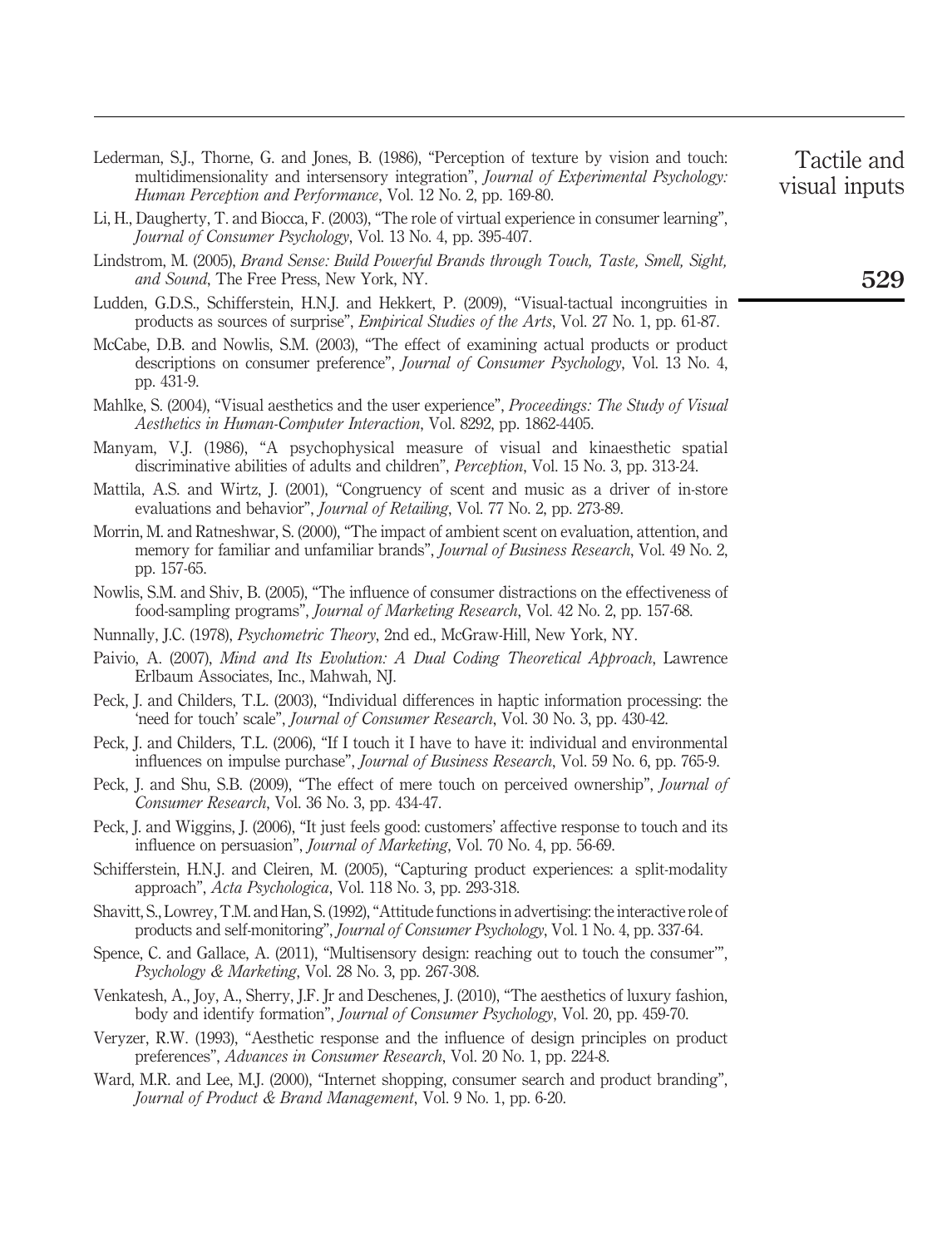Lederman, S.J., Thorne, G. and Jones, B. (1986), "Perception of texture by vision and touch: multidimensionality and intersensory integration", *Journal of Experimental Psychology: Human Perception and Performance*, Vol. 12 No. 2, pp. 169-80.

Li, H., Daugherty, T. and Biocca, F. (2003), "The role of virtual experience in consumer learning", *Journal of Consumer Psychology*, Vol. 13 No. 4, pp. 395-407.

Lindstrom, M. (2005), *Brand Sense: Build Powerful Brands through Touch, Taste, Smell, Sight, and Sound*, The Free Press, New York, NY.

Ludden, G.D.S., Schifferstein, H.N.J. and Hekkert, P. (2009), "Visual-tactual incongruities in products as sources of surprise", *Empirical Studies of the Arts*, Vol. 27 No. 1, pp. 61-87.

McCabe, D.B. and Nowlis, S.M. (2003), "The effect of examining actual products or product descriptions on consumer preference", *Journal of Consumer Psychology*, Vol. 13 No. 4, pp. 431-9.

Mahlke, S. (2004), "Visual aesthetics and the user experience", *Proceedings: The Study of Visual Aesthetics in Human-Computer Interaction*, Vol. 8292, pp. 1862-4405.

Manyam, V.J. (1986), "A psychophysical measure of visual and kinaesthetic spatial discriminative abilities of adults and children", *Perception*, Vol. 15 No. 3, pp. 313-24.

Mattila, A.S. and Wirtz, J. (2001), "Congruency of scent and music as a driver of in-store evaluations and behavior", *Journal of Retailing*, Vol. 77 No. 2, pp. 273-89.

Morrin, M. and Ratneshwar, S. (2000), "The impact of ambient scent on evaluation, attention, and memory for familiar and unfamiliar brands", *Journal of Business Research*, Vol. 49 No. 2, pp. 157-65.

Nowlis, S.M. and Shiv, B. (2005), "The influence of consumer distractions on the effectiveness of food-sampling programs", *Journal of Marketing Research*, Vol. 42 No. 2, pp. 157-68.

Nunnally, J.C. (1978), *Psychometric Theory*, 2nd ed., McGraw-Hill, New York, NY.

Paivio, A. (2007), *Mind and Its Evolution: A Dual Coding Theoretical Approach*, Lawrence Erlbaum Associates, Inc., Mahwah, NJ.

Peck, J. and Childers, T.L. (2003), "Individual differences in haptic information processing: the 'need for touch' scale", *Journal of Consumer Research*, Vol. 30 No. 3, pp. 430-42.

Peck, J. and Childers, T.L. (2006), "If I touch it I have to have it: individual and environmental influences on impulse purchase", *Journal of Business Research*, Vol. 59 No. 6, pp. 765-9.

Peck, J. and Shu, S.B. (2009), "The effect of mere touch on perceived ownership", *Journal of Consumer Research*, Vol. 36 No. 3, pp. 434-47.

Peck, J. and Wiggins, J. (2006), "It just feels good: customers' affective response to touch and its influence on persuasion", *Journal of Marketing*, Vol. 70 No. 4, pp. 56-69.

Schifferstein, H.N.J. and Cleiren, M. (2005), "Capturing product experiences: a split-modality approach", *Acta Psychologica*, Vol. 118 No. 3, pp. 293-318.

Shavitt, S., Lowrey, T.M. and Han, S. (1992), "Attitude functions in advertising: the interactive role of products and self-monitoring", *Journal of Consumer Psychology*, Vol. 1 No. 4, pp. 337-64.

Spence, C. and Gallace, A. (2011), "Multisensory design: reaching out to touch the consumer'", *Psychology & Marketing*, Vol. 28 No. 3, pp. 267-308.

Venkatesh, A., Joy, A., Sherry, J.F. Jr and Deschenes, J. (2010), "The aesthetics of luxury fashion, body and identify formation", *Journal of Consumer Psychology*, Vol. 20, pp. 459-70.

Veryzer, R.W. (1993), "Aesthetic response and the influence of design principles on product preferences", *Advances in Consumer Research*, Vol. 20 No. 1, pp. 224-8.

Ward, M.R. and Lee, M.J. (2000), "Internet shopping, consumer search and product branding", *Journal of Product & Brand Management*, Vol. 9 No. 1, pp. 6-20.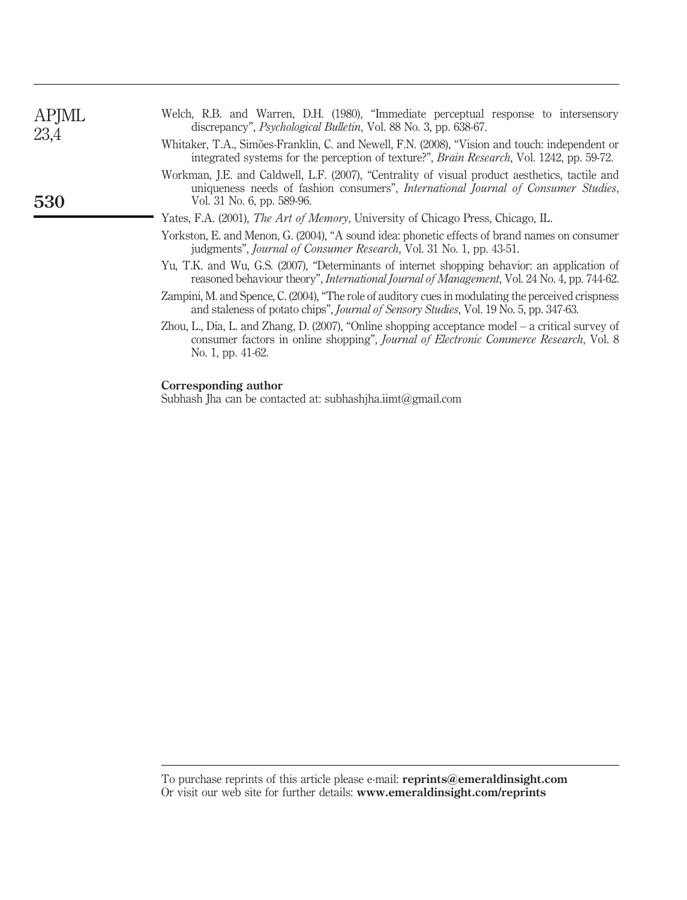Welch, R.B. and Warren, D.H. (1980), "Immediate perceptual response to intersensory discrepancy", *Psychological Bulletin*, Vol. 88 No. 3, pp. 638-67.

Whitaker, T.A., Simões-Franklin, C. and Newell, F.N. (2008), "Vision and touch: independent or integrated systems for the perception of texture?", *Brain Research*, Vol. 1242, pp. 59-72.

Workman, J.E. and Caldwell, L.F. (2007), "Centrality of visual product aesthetics, tactile and uniqueness needs of fashion consumers", *International Journal of Consumer Studies*, Vol. 31 No. 6, pp. 589-96.

Yates, F.A. (2001), *The Art of Memory*, University of Chicago Press, Chicago, IL.

Yorkston, E. and Menon, G. (2004), "A sound idea: phonetic effects of brand names on consumer judgments", *Journal of Consumer Research*, Vol. 31 No. 1, pp. 43-51.

Yu, T.K. and Wu, G.S. (2007), "Determinants of internet shopping behavior: an application of reasoned behaviour theory", *International Journal of Management*, Vol. 24 No. 4, pp. 744-62.

Zampini, M. and Spence, C. (2004), "The role of auditory cues in modulating the perceived crispness and staleness of potato chips", *Journal of Sensory Studies*, Vol. 19 No. 5, pp. 347-63.

Zhou, L., Dia, L. and Zhang, D. (2007), "Online shopping acceptance model – a critical survey of consumer factors in online shopping", *Journal of Electronic Commerce Research*, Vol. 8 No. 1, pp. 41-62.

**Corresponding author**

Subhash Jha can be contacted at: subhashjha.iimt@gmail.com

To purchase reprints of this article please e-mail: **reprints@emeraldinsight.com**
Or visit our web site for further details: **www.emeraldinsight.com/reprints**